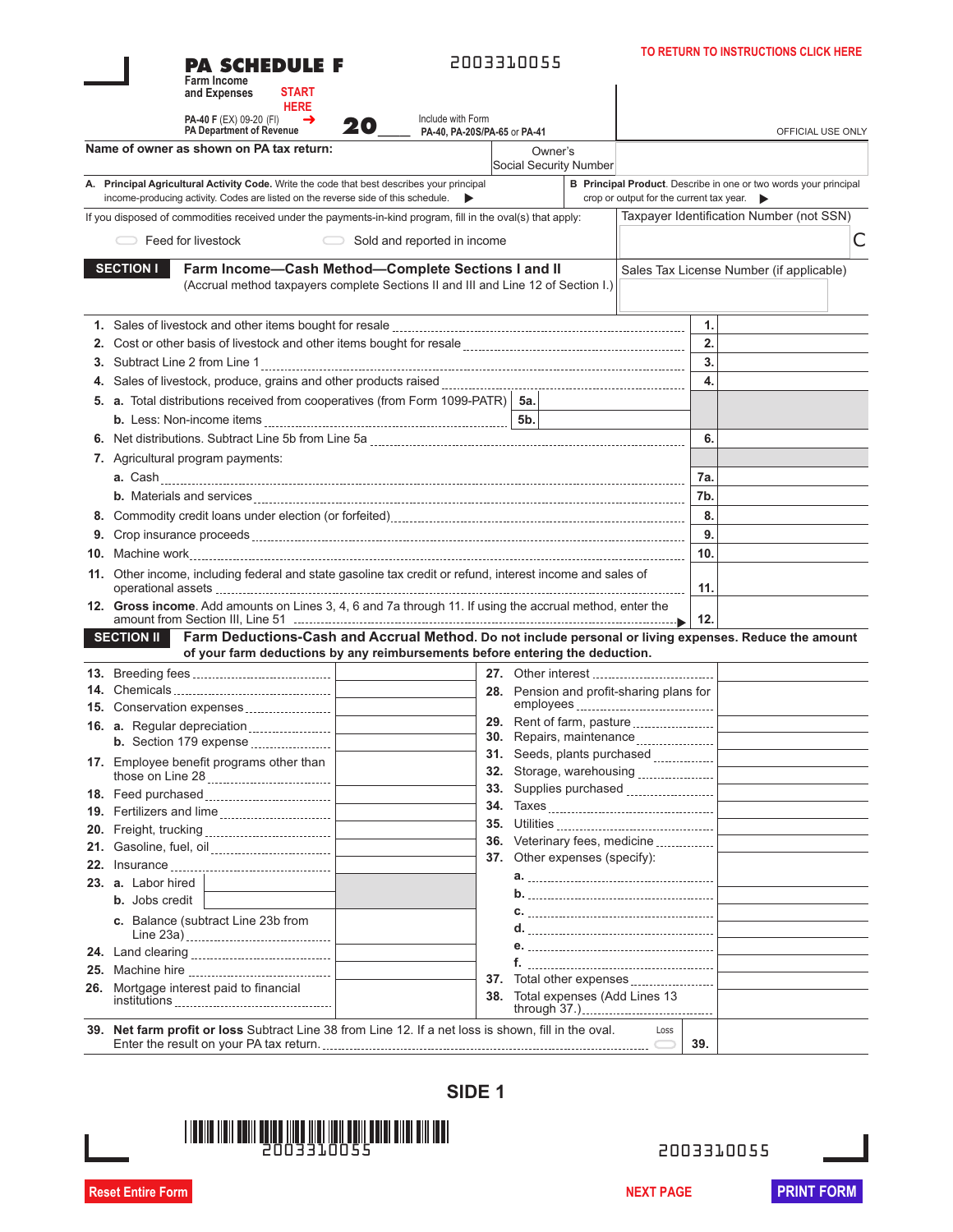# PA SCHEDULE F

**Farm Income and Expenses**

START HERE

PA-40 F (EX) 09-20 (FI)
PA Department of Revenue

**20____**

2003310055

Include with Form **PA-40, PA-20S/PA-65** or **PA-41**

TO RETURN TO INSTRUCTIONS CLICK HERE

OFFICIAL USE ONLY

**Name of owner as shown on PA tax return:** | Owner's Social Security Number

**A. Principal Agricultural Activity Code.** Write the code that best describes your principal income-producing activity. Codes are listed on the reverse side of this schedule. ▶

**B Principal Product.** Describe in one or two words your principal crop or output for the current tax year. ▶

If you disposed of commodities received under the payments-in-kind program, fill in the oval(s) that apply:

- Feed for livestock
- Sold and reported in income

Taxpayer Identification Number (not SSN) C

Sales Tax License Number (if applicable)

## SECTION I Farm Income—Cash Method—Complete Sections I and II

(Accrual method taxpayers complete Sections II and III and Line 12 of Section I.)

| Line | Description | | |
|---|---|---|---|
| 1. | Sales of livestock and other items bought for resale | 1. | |
| 2. | Cost or other basis of livestock and other items bought for resale | 2. | |
| 3. | Subtract Line 2 from Line 1 | 3. | |
| 4. | Sales of livestock, produce, grains and other products raised | 4. | |
| 5. | a. Total distributions received from cooperatives (from Form 1099-PATR) | 5a. | |
| | b. Less: Non-income items | 5b. | |
| 6. | Net distributions. Subtract Line 5b from Line 5a | 6. | |
| 7. | Agricultural program payments: | | |
| | a. Cash | 7a. | |
| | b. Materials and services | 7b. | |
| 8. | Commodity credit loans under election (or forfeited) | 8. | |
| 9. | Crop insurance proceeds | 9. | |
| 10. | Machine work | 10. | |
| 11. | Other income, including federal and state gasoline tax credit or refund, interest income and sales of operational assets | 11. | |
| 12. | **Gross income**. Add amounts on Lines 3, 4, 6 and 7a through 11. If using the accrual method, enter the amount from Section III, Line 51 ▶ | 12. | |

## SECTION II Farm Deductions-Cash and Accrual Method.

**Do not include personal or living expenses. Reduce the amount of your farm deductions by any reimbursements before entering the deduction.**

| Line | Description | Amount | Line | Description | Amount |
|---|---|---|---|---|---|
| 13. | Breeding fees | | 27. | Other interest | |
| 14. | Chemicals | | 28. | Pension and profit-sharing plans for employees | |
| 15. | Conservation expenses | | 29. | Rent of farm, pasture | |
| 16. | a. Regular depreciation | | 30. | Repairs, maintenance | |
| | b. Section 179 expense | | 31. | Seeds, plants purchased | |
| 17. | Employee benefit programs other than those on Line 28 | | 32. | Storage, warehousing | |
| 18. | Feed purchased | | 33. | Supplies purchased | |
| 19. | Fertilizers and lime | | 34. | Taxes | |
| 20. | Freight, trucking | | 35. | Utilities | |
| 21. | Gasoline, fuel, oil | | 36. | Veterinary fees, medicine | |
| 22. | Insurance | | 37. | Other expenses (specify): | |
| 23. | a. Labor hired | | | a. | |
| | b. Jobs credit | | | b. | |
| | c. Balance (subtract Line 23b from Line 23a) | | | c. | |
| 24. | Land clearing | | | d. | |
| 25. | Machine hire | | | e. | |
| 26. | Mortgage interest paid to financial institutions | | | f. | |
| | | | 37. | Total other expenses | |
| | | | 38. | Total expenses (Add Lines 13 through 37.) | |

**39. Net farm profit or loss** Subtract Line 38 from Line 12. If a net loss is shown, fill in the oval. Enter the result on your PA tax return. Loss ◯ **39.**

**SIDE 1**

2003310055

Reset Entire Form | NEXT PAGE | PRINT FORM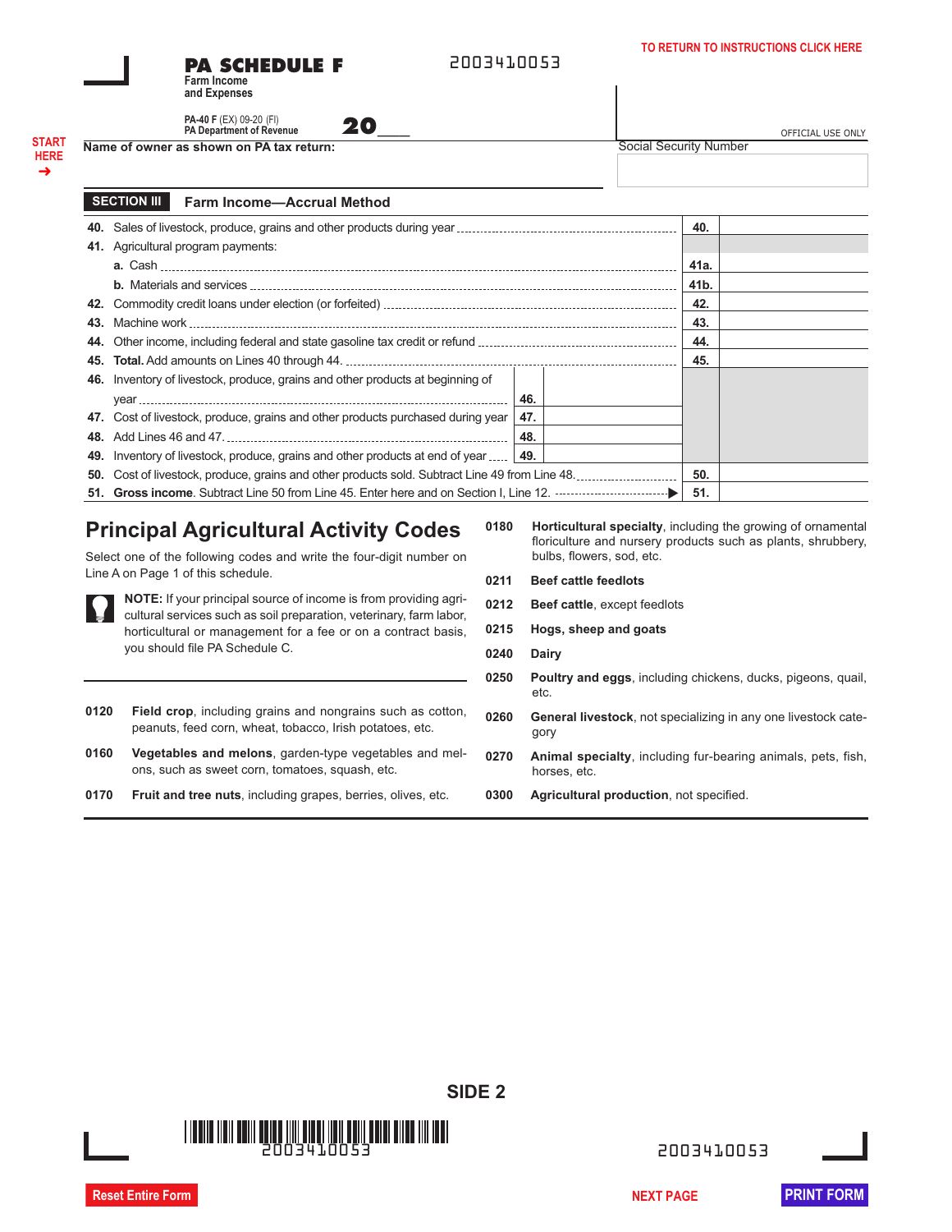# PA SCHEDULE F

Farm Income and Expenses

PA-40 F (EX) 09-20 (FI)
PA Department of Revenue

20___

2003410053

TO RETURN TO INSTRUCTIONS CLICK HERE

OFFICIAL USE ONLY

START HERE →

**Name of owner as shown on PA tax return:**

Social Security Number

## SECTION III Farm Income—Accrual Method

| Line | Description | | | | |
|---|---|---|---|---|---|
| **40.** | Sales of livestock, produce, grains and other products during year | | | **40.** | |
| **41.** | Agricultural program payments: | | | | |
| | **a.** Cash | | | **41a.** | |
| | **b.** Materials and services | | | **41b.** | |
| **42.** | Commodity credit loans under election (or forfeited) | | | **42.** | |
| **43.** | Machine work | | | **43.** | |
| **44.** | Other income, including federal and state gasoline tax credit or refund | | | **44.** | |
| **45.** | **Total.** Add amounts on Lines 40 through 44. | | | **45.** | |
| **46.** | Inventory of livestock, produce, grains and other products at beginning of year | **46.** | | | |
| **47.** | Cost of livestock, produce, grains and other products purchased during year | **47.** | | | |
| **48.** | Add Lines 46 and 47. | **48.** | | | |
| **49.** | Inventory of livestock, produce, grains and other products at end of year | **49.** | | | |
| **50.** | Cost of livestock, produce, grains and other products sold. Subtract Line 49 from Line 48. | | | **50.** | |
| **51.** | **Gross income**. Subtract Line 50 from Line 45. Enter here and on Section I, Line 12. | | | **51.** | |

## Principal Agricultural Activity Codes

Select one of the following codes and write the four-digit number on Line A on Page 1 of this schedule.

**NOTE:** If your principal source of income is from providing agricultural services such as soil preparation, veterinary, farm labor, horticultural or management for a fee or on a contract basis, you should file PA Schedule C.

**0120** **Field crop**, including grains and nongrains such as cotton, peanuts, feed corn, wheat, tobacco, Irish potatoes, etc.

**0160** **Vegetables and melons**, garden-type vegetables and melons, such as sweet corn, tomatoes, squash, etc.

**0170** **Fruit and tree nuts**, including grapes, berries, olives, etc.

**0180** **Horticultural specialty**, including the growing of ornamental floriculture and nursery products such as plants, shrubbery, bulbs, flowers, sod, etc.

**0211** **Beef cattle feedlots**

**0212** **Beef cattle**, except feedlots

**0215** **Hogs, sheep and goats**

**0240** **Dairy**

**0250** **Poultry and eggs**, including chickens, ducks, pigeons, quail, etc.

**0260** **General livestock**, not specializing in any one livestock category

**0270** **Animal specialty**, including fur-bearing animals, pets, fish, horses, etc.

**0300** **Agricultural production**, not specified.

SIDE 2

2003410053

Reset Entire Form | NEXT PAGE | PRINT FORM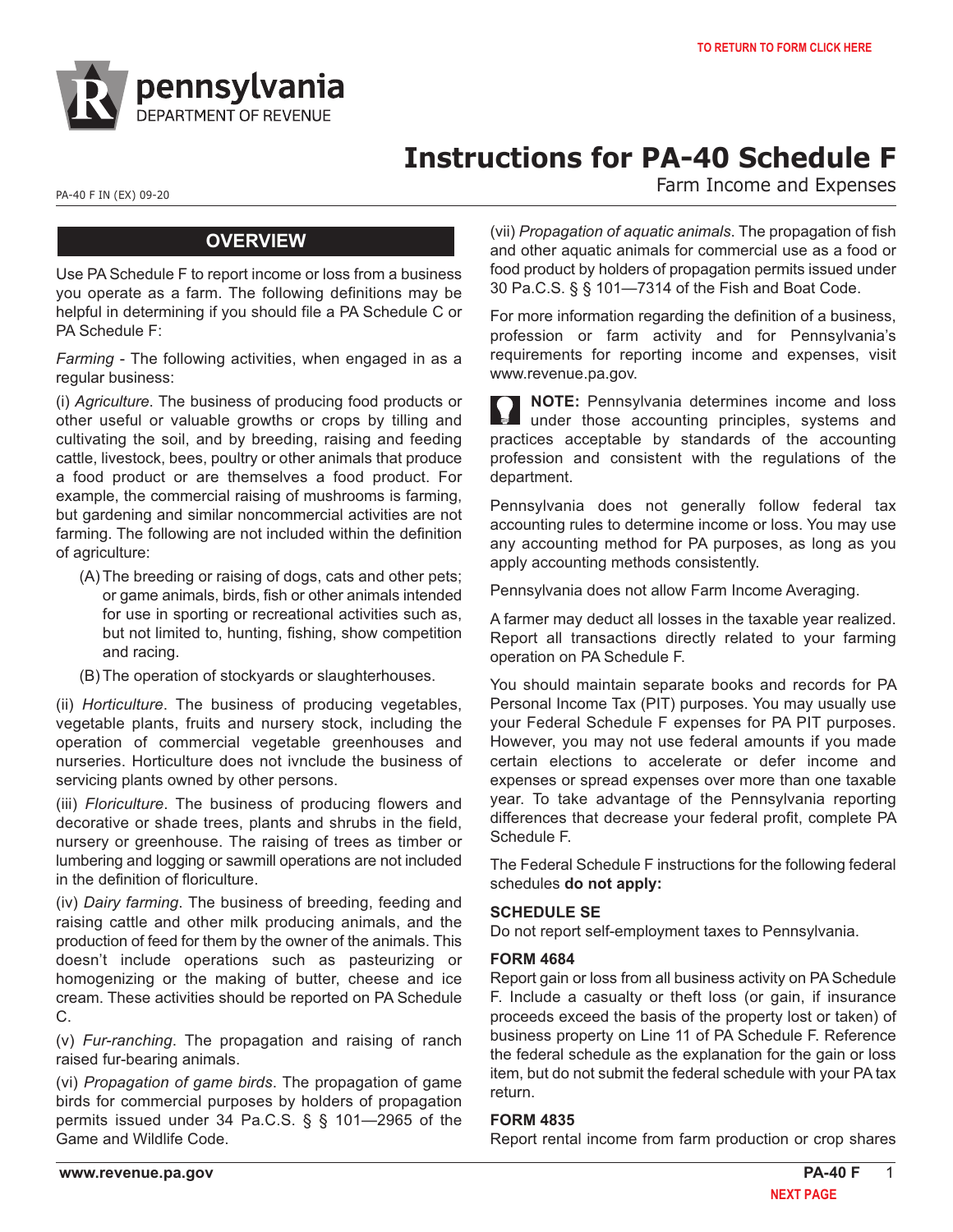# Instructions for PA-40 Schedule F

Farm Income and Expenses

PA-40 F IN (EX) 09-20

## OVERVIEW

Use PA Schedule F to report income or loss from a business you operate as a farm. The following definitions may be helpful in determining if you should file a PA Schedule C or PA Schedule F:

*Farming* - The following activities, when engaged in as a regular business:

(i) *Agriculture*. The business of producing food products or other useful or valuable growths or crops by tilling and cultivating the soil, and by breeding, raising and feeding cattle, livestock, bees, poultry or other animals that produce a food product or are themselves a food product. For example, the commercial raising of mushrooms is farming, but gardening and similar noncommercial activities are not farming. The following are not included within the definition of agriculture:

- (A) The breeding or raising of dogs, cats and other pets; or game animals, birds, fish or other animals intended for use in sporting or recreational activities such as, but not limited to, hunting, fishing, show competition and racing.
- (B) The operation of stockyards or slaughterhouses.

(ii) *Horticulture*. The business of producing vegetables, vegetable plants, fruits and nursery stock, including the operation of commercial vegetable greenhouses and nurseries. Horticulture does not ivnclude the business of servicing plants owned by other persons.

(iii) *Floriculture*. The business of producing flowers and decorative or shade trees, plants and shrubs in the field, nursery or greenhouse. The raising of trees as timber or lumbering and logging or sawmill operations are not included in the definition of floriculture.

(iv) *Dairy farming*. The business of breeding, feeding and raising cattle and other milk producing animals, and the production of feed for them by the owner of the animals. This doesn't include operations such as pasteurizing or homogenizing or the making of butter, cheese and ice cream. These activities should be reported on PA Schedule C.

(v) *Fur-ranching*. The propagation and raising of ranch raised fur-bearing animals.

(vi) *Propagation of game birds*. The propagation of game birds for commercial purposes by holders of propagation permits issued under 34 Pa.C.S. § § 101—2965 of the Game and Wildlife Code.

(vii) *Propagation of aquatic animals*. The propagation of fish and other aquatic animals for commercial use as a food or food product by holders of propagation permits issued under 30 Pa.C.S. § § 101—7314 of the Fish and Boat Code.

For more information regarding the definition of a business, profession or farm activity and for Pennsylvania's requirements for reporting income and expenses, visit www.revenue.pa.gov.

**NOTE:** Pennsylvania determines income and loss under those accounting principles, systems and practices acceptable by standards of the accounting profession and consistent with the regulations of the department.

Pennsylvania does not generally follow federal tax accounting rules to determine income or loss. You may use any accounting method for PA purposes, as long as you apply accounting methods consistently.

Pennsylvania does not allow Farm Income Averaging.

A farmer may deduct all losses in the taxable year realized. Report all transactions directly related to your farming operation on PA Schedule F.

You should maintain separate books and records for PA Personal Income Tax (PIT) purposes. You may usually use your Federal Schedule F expenses for PA PIT purposes. However, you may not use federal amounts if you made certain elections to accelerate or defer income and expenses or spread expenses over more than one taxable year. To take advantage of the Pennsylvania reporting differences that decrease your federal profit, complete PA Schedule F.

The Federal Schedule F instructions for the following federal schedules **do not apply:**

### SCHEDULE SE

Do not report self-employment taxes to Pennsylvania.

### FORM 4684

Report gain or loss from all business activity on PA Schedule F. Include a casualty or theft loss (or gain, if insurance proceeds exceed the basis of the property lost or taken) of business property on Line 11 of PA Schedule F. Reference the federal schedule as the explanation for the gain or loss item, but do not submit the federal schedule with your PA tax return.

### FORM 4835

Report rental income from farm production or crop shares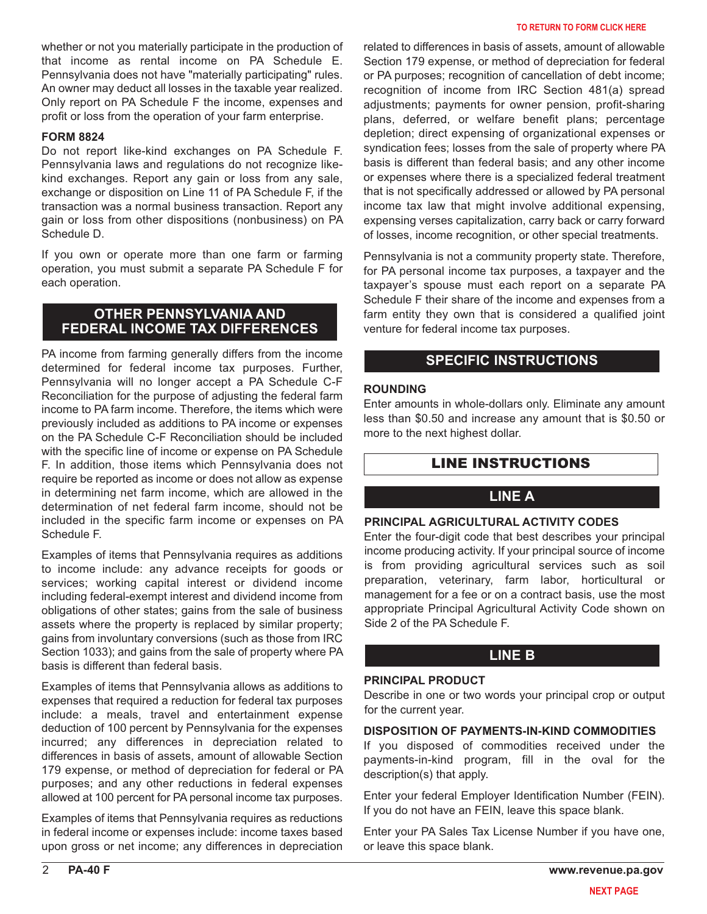whether or not you materially participate in the production of that income as rental income on PA Schedule E. Pennsylvania does not have "materially participating" rules. An owner may deduct all losses in the taxable year realized. Only report on PA Schedule F the income, expenses and profit or loss from the operation of your farm enterprise.

**FORM 8824**

Do not report like-kind exchanges on PA Schedule F. Pennsylvania laws and regulations do not recognize like-kind exchanges. Report any gain or loss from any sale, exchange or disposition on Line 11 of PA Schedule F, if the transaction was a normal business transaction. Report any gain or loss from other dispositions (nonbusiness) on PA Schedule D.

If you own or operate more than one farm or farming operation, you must submit a separate PA Schedule F for each operation.

## OTHER PENNSYLVANIA AND FEDERAL INCOME TAX DIFFERENCES

PA income from farming generally differs from the income determined for federal income tax purposes. Further, Pennsylvania will no longer accept a PA Schedule C-F Reconciliation for the purpose of adjusting the federal farm income to PA farm income. Therefore, the items which were previously included as additions to PA income or expenses on the PA Schedule C-F Reconciliation should be included with the specific line of income or expense on PA Schedule F. In addition, those items which Pennsylvania does not require be reported as income or does not allow as expense in determining net farm income, which are allowed in the determination of net federal farm income, should not be included in the specific farm income or expenses on PA Schedule F.

Examples of items that Pennsylvania requires as additions to income include: any advance receipts for goods or services; working capital interest or dividend income including federal-exempt interest and dividend income from obligations of other states; gains from the sale of business assets where the property is replaced by similar property; gains from involuntary conversions (such as those from IRC Section 1033); and gains from the sale of property where PA basis is different than federal basis.

Examples of items that Pennsylvania allows as additions to expenses that required a reduction for federal tax purposes include: a meals, travel and entertainment expense deduction of 100 percent by Pennsylvania for the expenses incurred; any differences in depreciation related to differences in basis of assets, amount of allowable Section 179 expense, or method of depreciation for federal or PA purposes; and any other reductions in federal expenses allowed at 100 percent for PA personal income tax purposes.

Examples of items that Pennsylvania requires as reductions in federal income or expenses include: income taxes based upon gross or net income; any differences in depreciation related to differences in basis of assets, amount of allowable Section 179 expense, or method of depreciation for federal or PA purposes; recognition of cancellation of debt income; recognition of income from IRC Section 481(a) spread adjustments; payments for owner pension, profit-sharing plans, deferred, or welfare benefit plans; percentage depletion; direct expensing of organizational expenses or syndication fees; losses from the sale of property where PA basis is different than federal basis; and any other income or expenses where there is a specialized federal treatment that is not specifically addressed or allowed by PA personal income tax law that might involve additional expensing, expensing verses capitalization, carry back or carry forward of losses, income recognition, or other special treatments.

Pennsylvania is not a community property state. Therefore, for PA personal income tax purposes, a taxpayer and the taxpayer's spouse must each report on a separate PA Schedule F their share of the income and expenses from a farm entity they own that is considered a qualified joint venture for federal income tax purposes.

## SPECIFIC INSTRUCTIONS

**ROUNDING**

Enter amounts in whole-dollars only. Eliminate any amount less than $0.50 and increase any amount that is $0.50 or more to the next highest dollar.

## LINE INSTRUCTIONS

### LINE A

**PRINCIPAL AGRICULTURAL ACTIVITY CODES**

Enter the four-digit code that best describes your principal income producing activity. If your principal source of income is from providing agricultural services such as soil preparation, veterinary, farm labor, horticultural or management for a fee or on a contract basis, use the most appropriate Principal Agricultural Activity Code shown on Side 2 of the PA Schedule F.

### LINE B

**PRINCIPAL PRODUCT**

Describe in one or two words your principal crop or output for the current year.

**DISPOSITION OF PAYMENTS-IN-KIND COMMODITIES**

If you disposed of commodities received under the payments-in-kind program, fill in the oval for the description(s) that apply.

Enter your federal Employer Identification Number (FEIN). If you do not have an FEIN, leave this space blank.

Enter your PA Sales Tax License Number if you have one, or leave this space blank.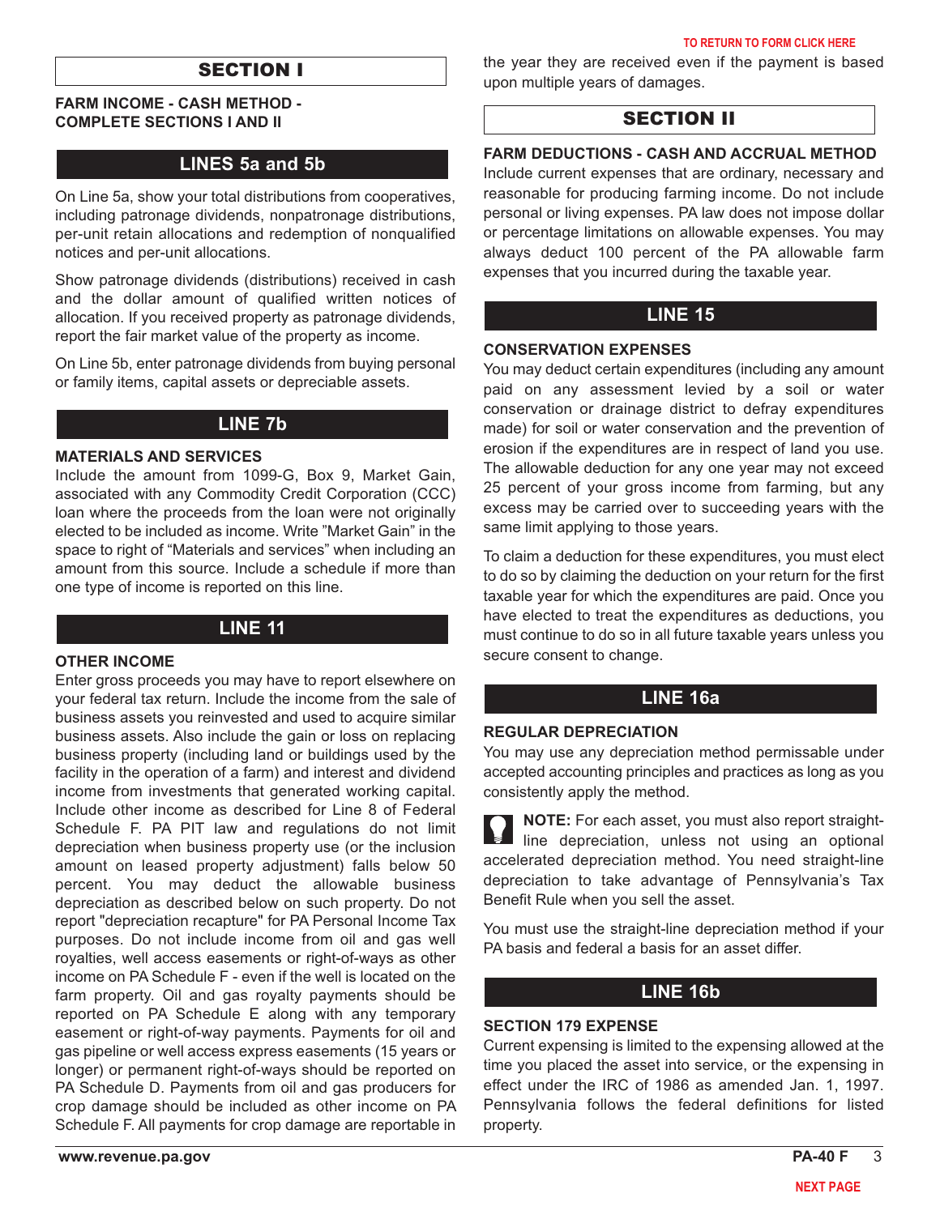## SECTION I

**FARM INCOME - CASH METHOD - COMPLETE SECTIONS I AND II**

### LINES 5a and 5b

On Line 5a, show your total distributions from cooperatives, including patronage dividends, nonpatronage distributions, per-unit retain allocations and redemption of nonqualified notices and per-unit allocations.

Show patronage dividends (distributions) received in cash and the dollar amount of qualified written notices of allocation. If you received property as patronage dividends, report the fair market value of the property as income.

On Line 5b, enter patronage dividends from buying personal or family items, capital assets or depreciable assets.

### LINE 7b

**MATERIALS AND SERVICES**

Include the amount from 1099-G, Box 9, Market Gain, associated with any Commodity Credit Corporation (CCC) loan where the proceeds from the loan were not originally elected to be included as income. Write ”Market Gain” in the space to right of “Materials and services” when including an amount from this source. Include a schedule if more than one type of income is reported on this line.

### LINE 11

**OTHER INCOME**

Enter gross proceeds you may have to report elsewhere on your federal tax return. Include the income from the sale of business assets you reinvested and used to acquire similar business assets. Also include the gain or loss on replacing business property (including land or buildings used by the facility in the operation of a farm) and interest and dividend income from investments that generated working capital. Include other income as described for Line 8 of Federal Schedule F. PA PIT law and regulations do not limit depreciation when business property use (or the inclusion amount on leased property adjustment) falls below 50 percent. You may deduct the allowable business depreciation as described below on such property. Do not report "depreciation recapture" for PA Personal Income Tax purposes. Do not include income from oil and gas well royalties, well access easements or right-of-ways as other income on PA Schedule F - even if the well is located on the farm property. Oil and gas royalty payments should be reported on PA Schedule E along with any temporary easement or right-of-way payments. Payments for oil and gas pipeline or well access express easements (15 years or longer) or permanent right-of-ways should be reported on PA Schedule D. Payments from oil and gas producers for crop damage should be included as other income on PA Schedule F. All payments for crop damage are reportable in the year they are received even if the payment is based upon multiple years of damages.

## SECTION II

**FARM DEDUCTIONS - CASH AND ACCRUAL METHOD**

Include current expenses that are ordinary, necessary and reasonable for producing farming income. Do not include personal or living expenses. PA law does not impose dollar or percentage limitations on allowable expenses. You may always deduct 100 percent of the PA allowable farm expenses that you incurred during the taxable year.

### LINE 15

**CONSERVATION EXPENSES**

You may deduct certain expenditures (including any amount paid on any assessment levied by a soil or water conservation or drainage district to defray expenditures made) for soil or water conservation and the prevention of erosion if the expenditures are in respect of land you use. The allowable deduction for any one year may not exceed 25 percent of your gross income from farming, but any excess may be carried over to succeeding years with the same limit applying to those years.

To claim a deduction for these expenditures, you must elect to do so by claiming the deduction on your return for the first taxable year for which the expenditures are paid. Once you have elected to treat the expenditures as deductions, you must continue to do so in all future taxable years unless you secure consent to change.

### LINE 16a

**REGULAR DEPRECIATION**

You may use any depreciation method permissable under accepted accounting principles and practices as long as you consistently apply the method.

**NOTE:** For each asset, you must also report straight-line depreciation, unless not using an optional accelerated depreciation method. You need straight-line depreciation to take advantage of Pennsylvania’s Tax Benefit Rule when you sell the asset.

You must use the straight-line depreciation method if your PA basis and federal a basis for an asset differ.

### LINE 16b

**SECTION 179 EXPENSE**

Current expensing is limited to the expensing allowed at the time you placed the asset into service, or the expensing in effect under the IRC of 1986 as amended Jan. 1, 1997. Pennsylvania follows the federal definitions for listed property.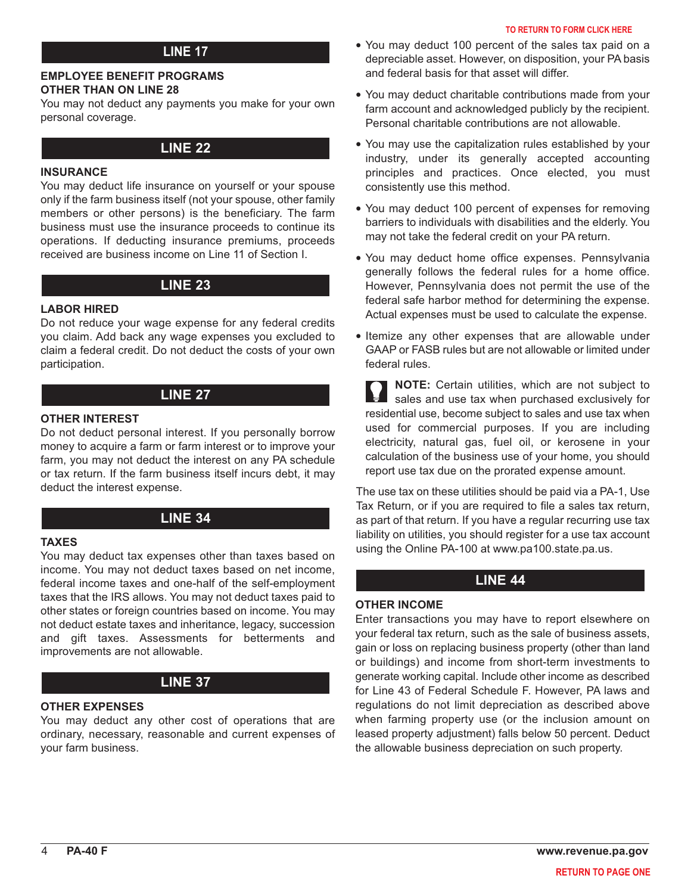## LINE 17

### EMPLOYEE BENEFIT PROGRAMS OTHER THAN ON LINE 28

You may not deduct any payments you make for your own personal coverage.

## LINE 22

### INSURANCE

You may deduct life insurance on yourself or your spouse only if the farm business itself (not your spouse, other family members or other persons) is the beneficiary. The farm business must use the insurance proceeds to continue its operations. If deducting insurance premiums, proceeds received are business income on Line 11 of Section I.

## LINE 23

### LABOR HIRED

Do not reduce your wage expense for any federal credits you claim. Add back any wage expenses you excluded to claim a federal credit. Do not deduct the costs of your own participation.

## LINE 27

### OTHER INTEREST

Do not deduct personal interest. If you personally borrow money to acquire a farm or farm interest or to improve your farm, you may not deduct the interest on any PA schedule or tax return. If the farm business itself incurs debt, it may deduct the interest expense.

## LINE 34

### TAXES

You may deduct tax expenses other than taxes based on income. You may not deduct taxes based on net income, federal income taxes and one-half of the self-employment taxes that the IRS allows. You may not deduct taxes paid to other states or foreign countries based on income. You may not deduct estate taxes and inheritance, legacy, succession and gift taxes. Assessments for betterments and improvements are not allowable.

## LINE 37

### OTHER EXPENSES

You may deduct any other cost of operations that are ordinary, necessary, reasonable and current expenses of your farm business.

- You may deduct 100 percent of the sales tax paid on a depreciable asset. However, on disposition, your PA basis and federal basis for that asset will differ.
- You may deduct charitable contributions made from your farm account and acknowledged publicly by the recipient. Personal charitable contributions are not allowable.
- You may use the capitalization rules established by your industry, under its generally accepted accounting principles and practices. Once elected, you must consistently use this method.
- You may deduct 100 percent of expenses for removing barriers to individuals with disabilities and the elderly. You may not take the federal credit on your PA return.
- You may deduct home office expenses. Pennsylvania generally follows the federal rules for a home office. However, Pennsylvania does not permit the use of the federal safe harbor method for determining the expense. Actual expenses must be used to calculate the expense.
- Itemize any other expenses that are allowable under GAAP or FASB rules but are not allowable or limited under federal rules.

**NOTE:** Certain utilities, which are not subject to sales and use tax when purchased exclusively for residential use, become subject to sales and use tax when used for commercial purposes. If you are including electricity, natural gas, fuel oil, or kerosene in your calculation of the business use of your home, you should report use tax due on the prorated expense amount.

The use tax on these utilities should be paid via a PA-1, Use Tax Return, or if you are required to file a sales tax return, as part of that return. If you have a regular recurring use tax liability on utilities, you should register for a use tax account using the Online PA-100 at www.pa100.state.pa.us.

## LINE 44

### OTHER INCOME

Enter transactions you may have to report elsewhere on your federal tax return, such as the sale of business assets, gain or loss on replacing business property (other than land or buildings) and income from short-term investments to generate working capital. Include other income as described for Line 43 of Federal Schedule F. However, PA laws and regulations do not limit depreciation as described above when farming property use (or the inclusion amount on leased property adjustment) falls below 50 percent. Deduct the allowable business depreciation on such property.